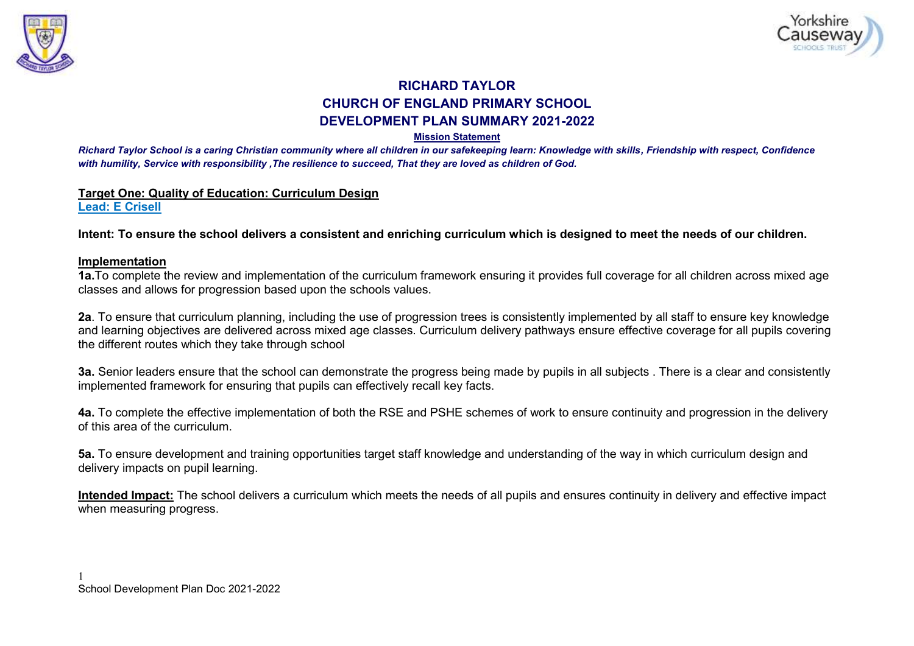# RICHARD TAYLOR
# CHURCH OF ENGLAND PRIMARY SCHOOL
# DEVELOPMENT PLAN SUMMARY 2021-2022

**Mission Statement**

***Richard Taylor School is a caring Christian community where all children in our safekeeping learn: Knowledge with skills, Friendship with respect, Confidence with humility, Service with responsibility ,The resilience to succeed, That they are loved as children of God.***

## Target One: Quality of Education: Curriculum Design

**Lead: E Crisell**

**Intent: To ensure the school delivers a consistent and enriching curriculum which is designed to meet the needs of our children.**

### Implementation

**1a.**To complete the review and implementation of the curriculum framework ensuring it provides full coverage for all children across mixed age classes and allows for progression based upon the schools values.

**2a**. To ensure that curriculum planning, including the use of progression trees is consistently implemented by all staff to ensure key knowledge and learning objectives are delivered across mixed age classes. Curriculum delivery pathways ensure effective coverage for all pupils covering the different routes which they take through school

**3a.** Senior leaders ensure that the school can demonstrate the progress being made by pupils in all subjects . There is a clear and consistently implemented framework for ensuring that pupils can effectively recall key facts.

**4a.** To complete the effective implementation of both the RSE and PSHE schemes of work to ensure continuity and progression in the delivery of this area of the curriculum.

**5a.** To ensure development and training opportunities target staff knowledge and understanding of the way in which curriculum design and delivery impacts on pupil learning.

**Intended Impact:** The school delivers a curriculum which meets the needs of all pupils and ensures continuity in delivery and effective impact when measuring progress.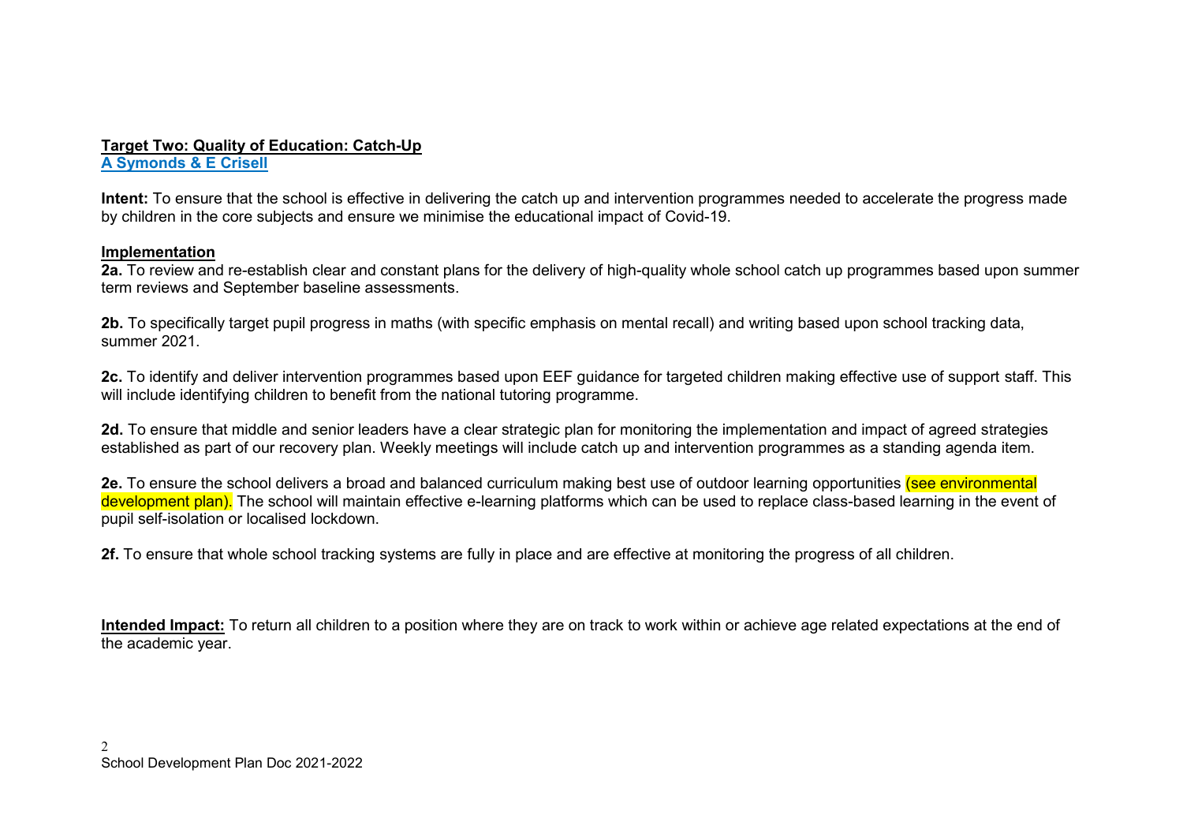**Target Two: Quality of Education: Catch-Up**
**A Symonds & E Crisell**

**Intent:** To ensure that the school is effective in delivering the catch up and intervention programmes needed to accelerate the progress made by children in the core subjects and ensure we minimise the educational impact of Covid-19.

**Implementation**

**2a.** To review and re-establish clear and constant plans for the delivery of high-quality whole school catch up programmes based upon summer term reviews and September baseline assessments.

**2b.** To specifically target pupil progress in maths (with specific emphasis on mental recall) and writing based upon school tracking data, summer 2021.

**2c.** To identify and deliver intervention programmes based upon EEF guidance for targeted children making effective use of support staff. This will include identifying children to benefit from the national tutoring programme.

**2d.** To ensure that middle and senior leaders have a clear strategic plan for monitoring the implementation and impact of agreed strategies established as part of our recovery plan. Weekly meetings will include catch up and intervention programmes as a standing agenda item.

**2e.** To ensure the school delivers a broad and balanced curriculum making best use of outdoor learning opportunities (see environmental development plan). The school will maintain effective e-learning platforms which can be used to replace class-based learning in the event of pupil self-isolation or localised lockdown.

**2f.** To ensure that whole school tracking systems are fully in place and are effective at monitoring the progress of all children.

**Intended Impact:** To return all children to a position where they are on track to work within or achieve age related expectations at the end of the academic year.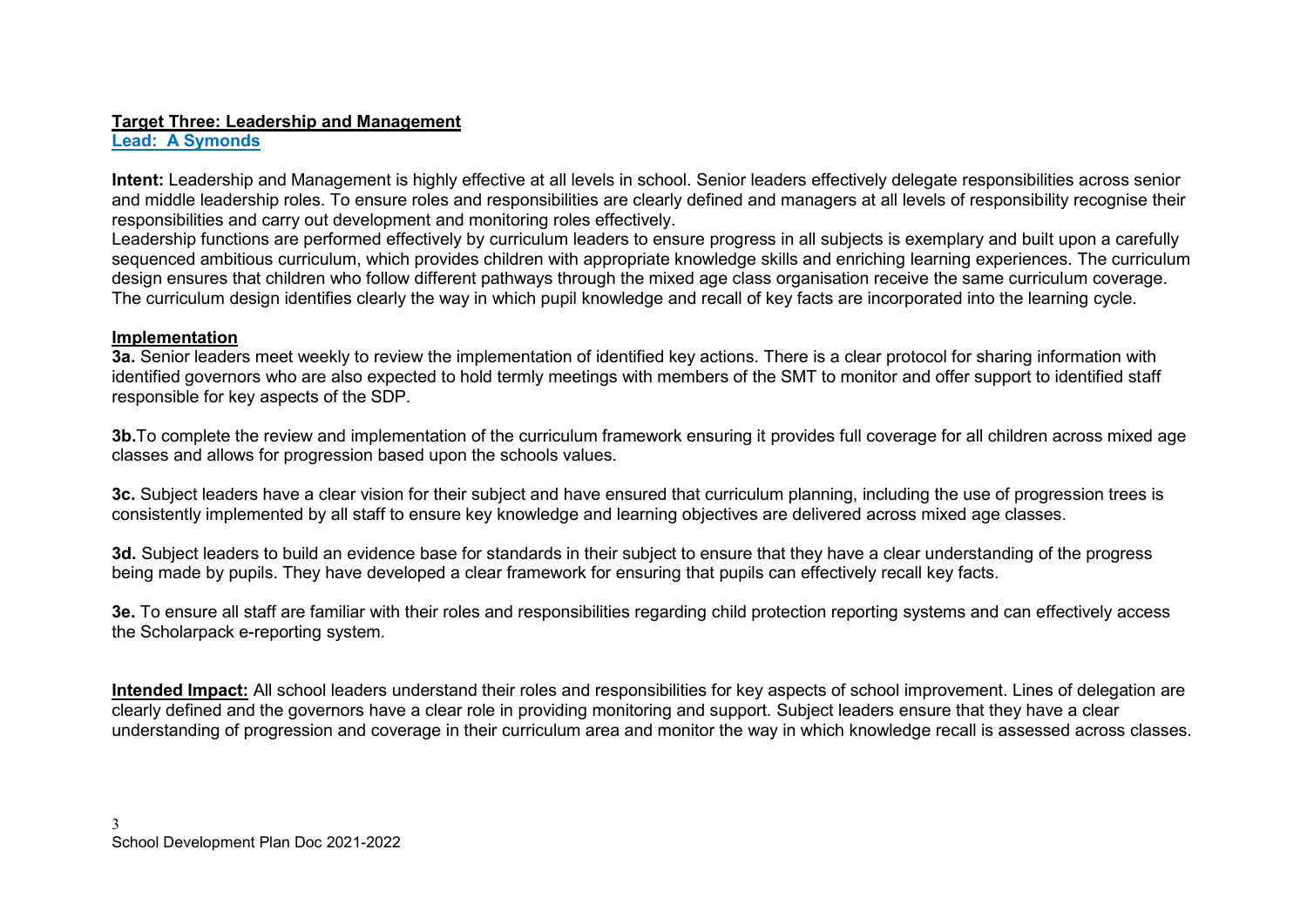## **Target Three: Leadership and Management**

**Lead: A Symonds**

**Intent:** Leadership and Management is highly effective at all levels in school. Senior leaders effectively delegate responsibilities across senior and middle leadership roles. To ensure roles and responsibilities are clearly defined and managers at all levels of responsibility recognise their responsibilities and carry out development and monitoring roles effectively.
Leadership functions are performed effectively by curriculum leaders to ensure progress in all subjects is exemplary and built upon a carefully sequenced ambitious curriculum, which provides children with appropriate knowledge skills and enriching learning experiences. The curriculum design ensures that children who follow different pathways through the mixed age class organisation receive the same curriculum coverage. The curriculum design identifies clearly the way in which pupil knowledge and recall of key facts are incorporated into the learning cycle.

### **Implementation**

**3a.** Senior leaders meet weekly to review the implementation of identified key actions. There is a clear protocol for sharing information with identified governors who are also expected to hold termly meetings with members of the SMT to monitor and offer support to identified staff responsible for key aspects of the SDP.

**3b.** To complete the review and implementation of the curriculum framework ensuring it provides full coverage for all children across mixed age classes and allows for progression based upon the schools values.

**3c.** Subject leaders have a clear vision for their subject and have ensured that curriculum planning, including the use of progression trees is consistently implemented by all staff to ensure key knowledge and learning objectives are delivered across mixed age classes.

**3d.** Subject leaders to build an evidence base for standards in their subject to ensure that they have a clear understanding of the progress being made by pupils. They have developed a clear framework for ensuring that pupils can effectively recall key facts.

**3e.** To ensure all staff are familiar with their roles and responsibilities regarding child protection reporting systems and can effectively access the Scholarpack e-reporting system.

**Intended Impact:** All school leaders understand their roles and responsibilities for key aspects of school improvement. Lines of delegation are clearly defined and the governors have a clear role in providing monitoring and support. Subject leaders ensure that they have a clear understanding of progression and coverage in their curriculum area and monitor the way in which knowledge recall is assessed across classes.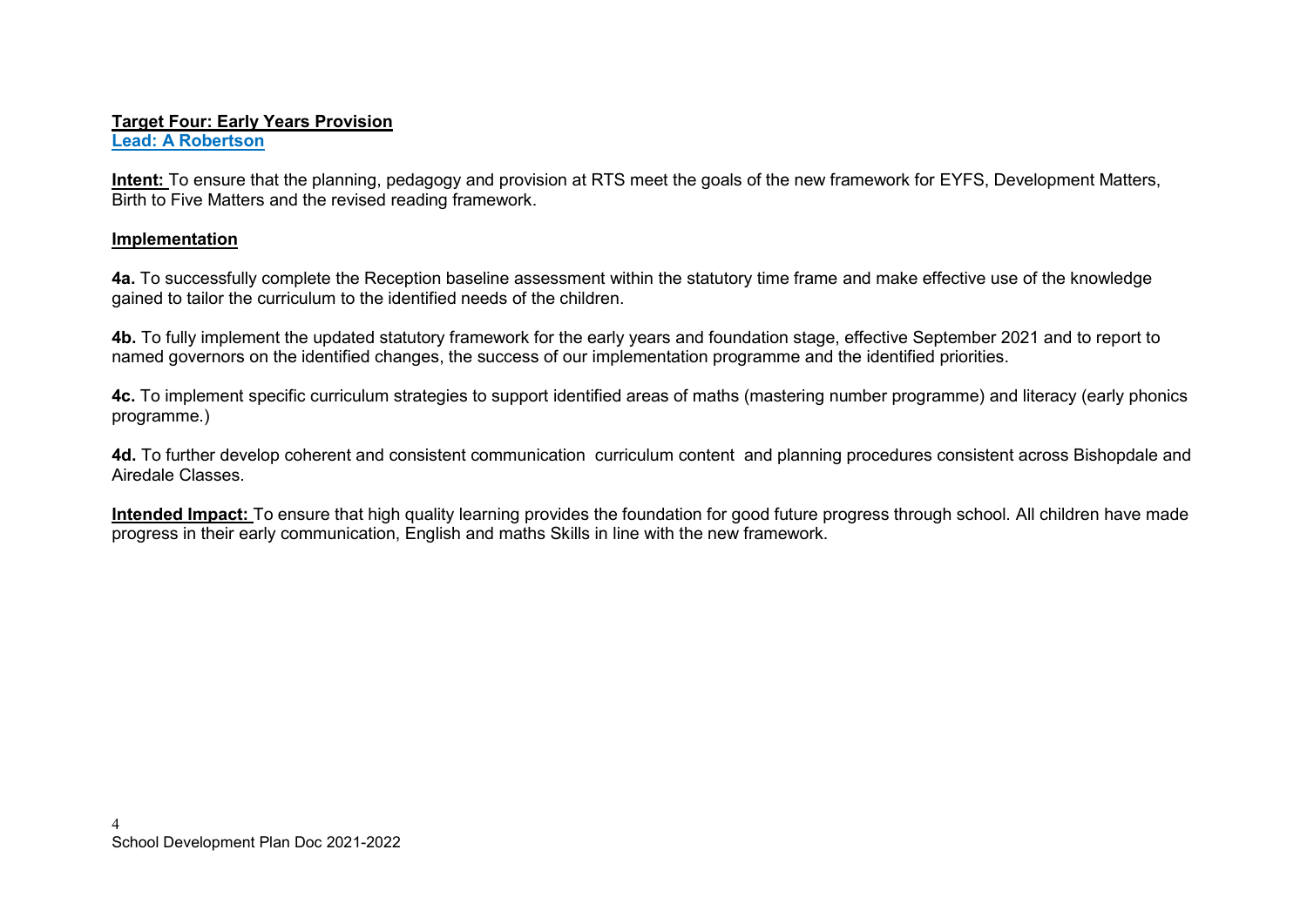**Target Four: Early Years Provision**

**Lead: A Robertson**

**Intent:** To ensure that the planning, pedagogy and provision at RTS meet the goals of the new framework for EYFS, Development Matters, Birth to Five Matters and the revised reading framework.

**Implementation**

**4a.** To successfully complete the Reception baseline assessment within the statutory time frame and make effective use of the knowledge gained to tailor the curriculum to the identified needs of the children.

**4b.** To fully implement the updated statutory framework for the early years and foundation stage, effective September 2021 and to report to named governors on the identified changes, the success of our implementation programme and the identified priorities.

**4c.** To implement specific curriculum strategies to support identified areas of maths (mastering number programme) and literacy (early phonics programme.)

**4d.** To further develop coherent and consistent communication curriculum content and planning procedures consistent across Bishopdale and Airedale Classes.

**Intended Impact:** To ensure that high quality learning provides the foundation for good future progress through school. All children have made progress in their early communication, English and maths Skills in line with the new framework.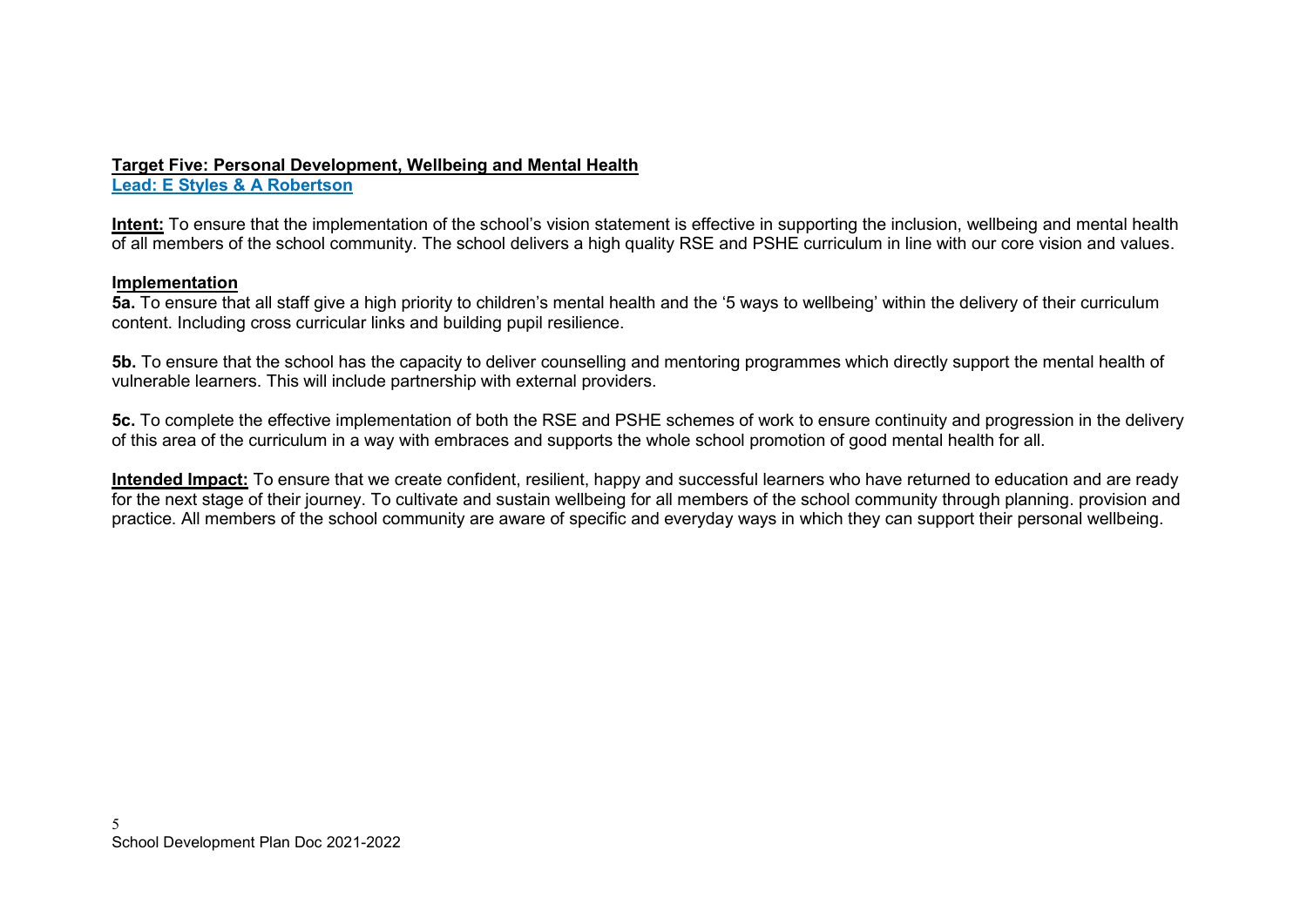## Target Five: Personal Development, Wellbeing and Mental Health

**Lead: E Styles & A Robertson**

**Intent:** To ensure that the implementation of the school's vision statement is effective in supporting the inclusion, wellbeing and mental health of all members of the school community. The school delivers a high quality RSE and PSHE curriculum in line with our core vision and values.

### Implementation

**5a.** To ensure that all staff give a high priority to children's mental health and the '5 ways to wellbeing' within the delivery of their curriculum content. Including cross curricular links and building pupil resilience.

**5b.** To ensure that the school has the capacity to deliver counselling and mentoring programmes which directly support the mental health of vulnerable learners. This will include partnership with external providers.

**5c.** To complete the effective implementation of both the RSE and PSHE schemes of work to ensure continuity and progression in the delivery of this area of the curriculum in a way with embraces and supports the whole school promotion of good mental health for all.

**Intended Impact:** To ensure that we create confident, resilient, happy and successful learners who have returned to education and are ready for the next stage of their journey. To cultivate and sustain wellbeing for all members of the school community through planning. provision and practice. All members of the school community are aware of specific and everyday ways in which they can support their personal wellbeing.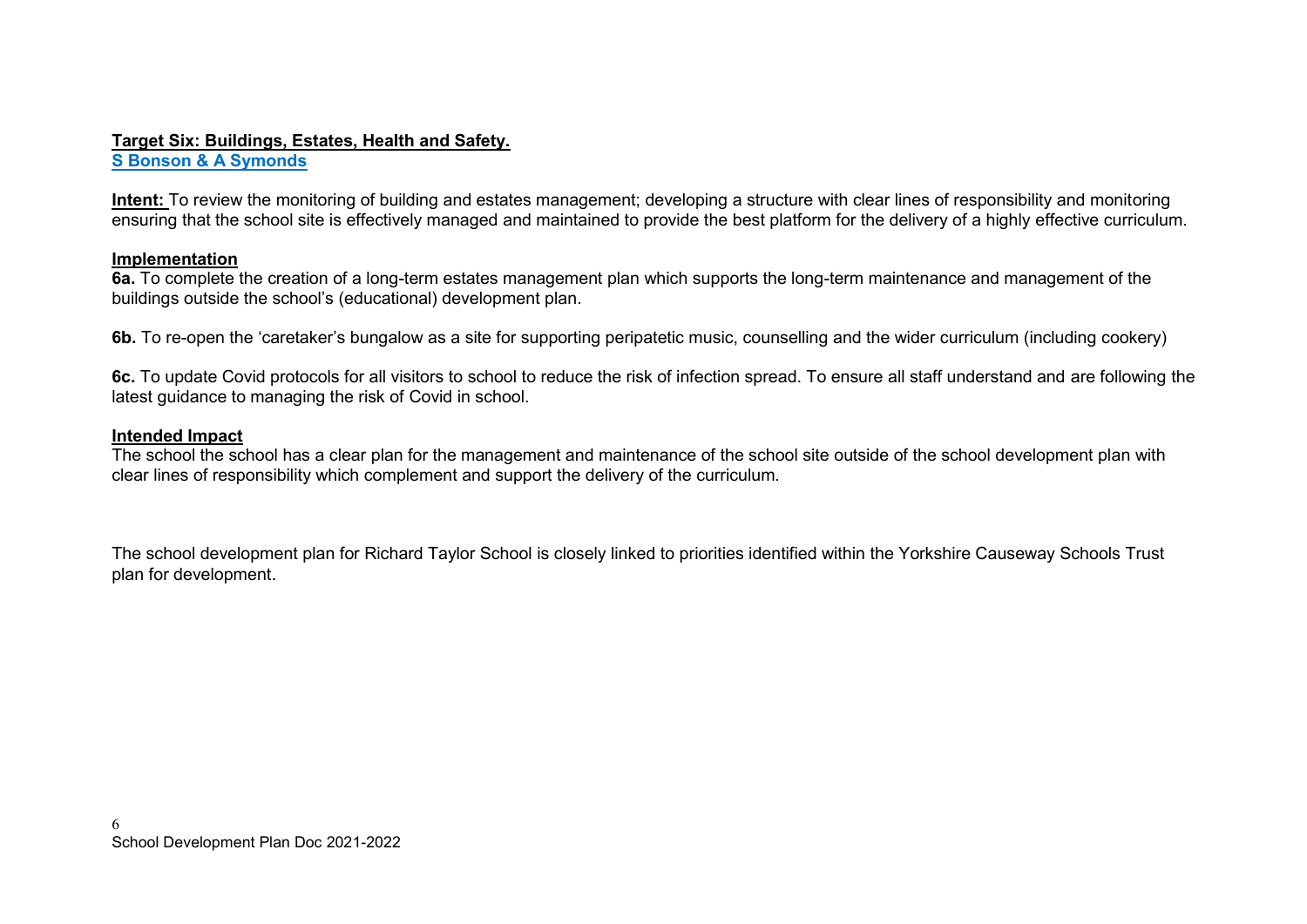**Target Six: Buildings, Estates, Health and Safety.**
**S Bonson & A Symonds**

**Intent:** To review the monitoring of building and estates management; developing a structure with clear lines of responsibility and monitoring ensuring that the school site is effectively managed and maintained to provide the best platform for the delivery of a highly effective curriculum.

**Implementation**

**6a.** To complete the creation of a long-term estates management plan which supports the long-term maintenance and management of the buildings outside the school's (educational) development plan.

**6b.** To re-open the 'caretaker's bungalow as a site for supporting peripatetic music, counselling and the wider curriculum (including cookery)

**6c.** To update Covid protocols for all visitors to school to reduce the risk of infection spread. To ensure all staff understand and are following the latest guidance to managing the risk of Covid in school.

**Intended Impact**

The school the school has a clear plan for the management and maintenance of the school site outside of the school development plan with clear lines of responsibility which complement and support the delivery of the curriculum.

The school development plan for Richard Taylor School is closely linked to priorities identified within the Yorkshire Causeway Schools Trust plan for development.